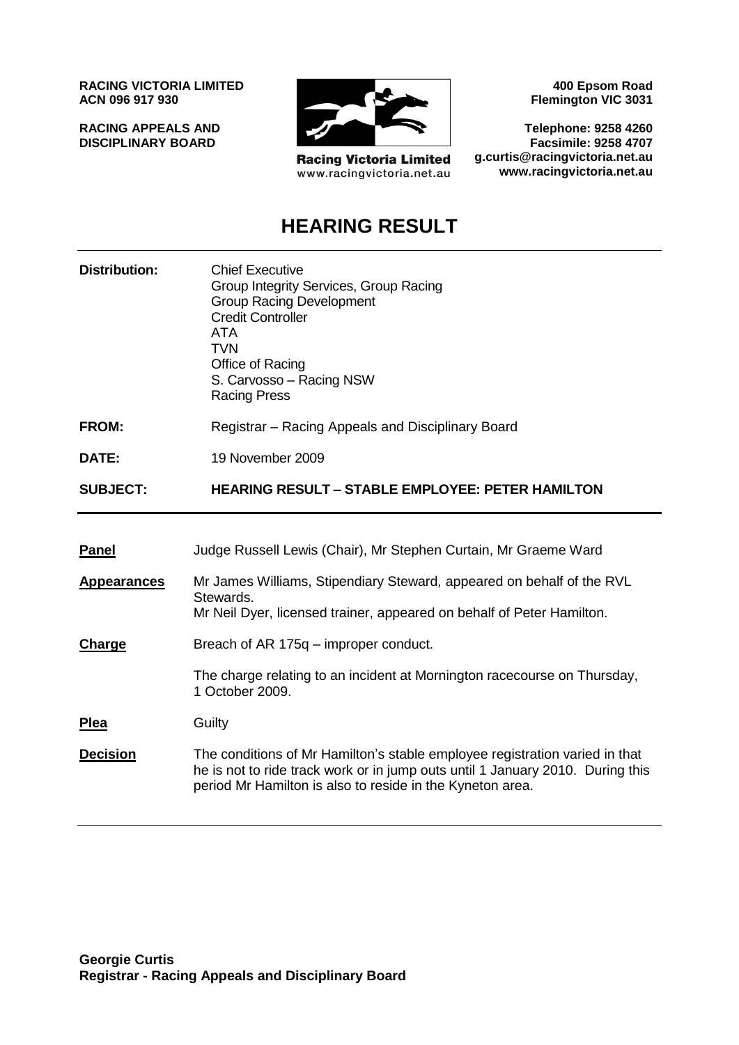**RACING VICTORIA LIMITED**
**ACN 096 917 930**

**RACING APPEALS AND DISCIPLINARY BOARD**

Racing Victoria Limited
www.racingvictoria.net.au

**400 Epsom Road**
**Flemington VIC 3031**

**Telephone: 9258 4260**
**Facsimile: 9258 4707**
**g.curtis@racingvictoria.net.au**
**www.racingvictoria.net.au**

# HEARING RESULT

| | |
|---|---|
| **Distribution:** | Chief Executive<br>Group Integrity Services, Group Racing<br>Group Racing Development<br>Credit Controller<br>ATA<br>TVN<br>Office of Racing<br>S. Carvosso – Racing NSW<br>Racing Press |
| **FROM:** | Registrar – Racing Appeals and Disciplinary Board |
| **DATE:** | 19 November 2009 |
| **SUBJECT:** | **HEARING RESULT – STABLE EMPLOYEE: PETER HAMILTON** |

| | |
|---|---|
| **Panel** | Judge Russell Lewis (Chair), Mr Stephen Curtain, Mr Graeme Ward |
| **Appearances** | Mr James Williams, Stipendiary Steward, appeared on behalf of the RVL Stewards.<br>Mr Neil Dyer, licensed trainer, appeared on behalf of Peter Hamilton. |
| **Charge** | Breach of AR 175q – improper conduct.<br><br>The charge relating to an incident at Mornington racecourse on Thursday, 1 October 2009. |
| **Plea** | Guilty |
| **Decision** | The conditions of Mr Hamilton's stable employee registration varied in that he is not to ride track work or in jump outs until 1 January 2010. During this period Mr Hamilton is also to reside in the Kyneton area. |

**Georgie Curtis**
**Registrar - Racing Appeals and Disciplinary Board**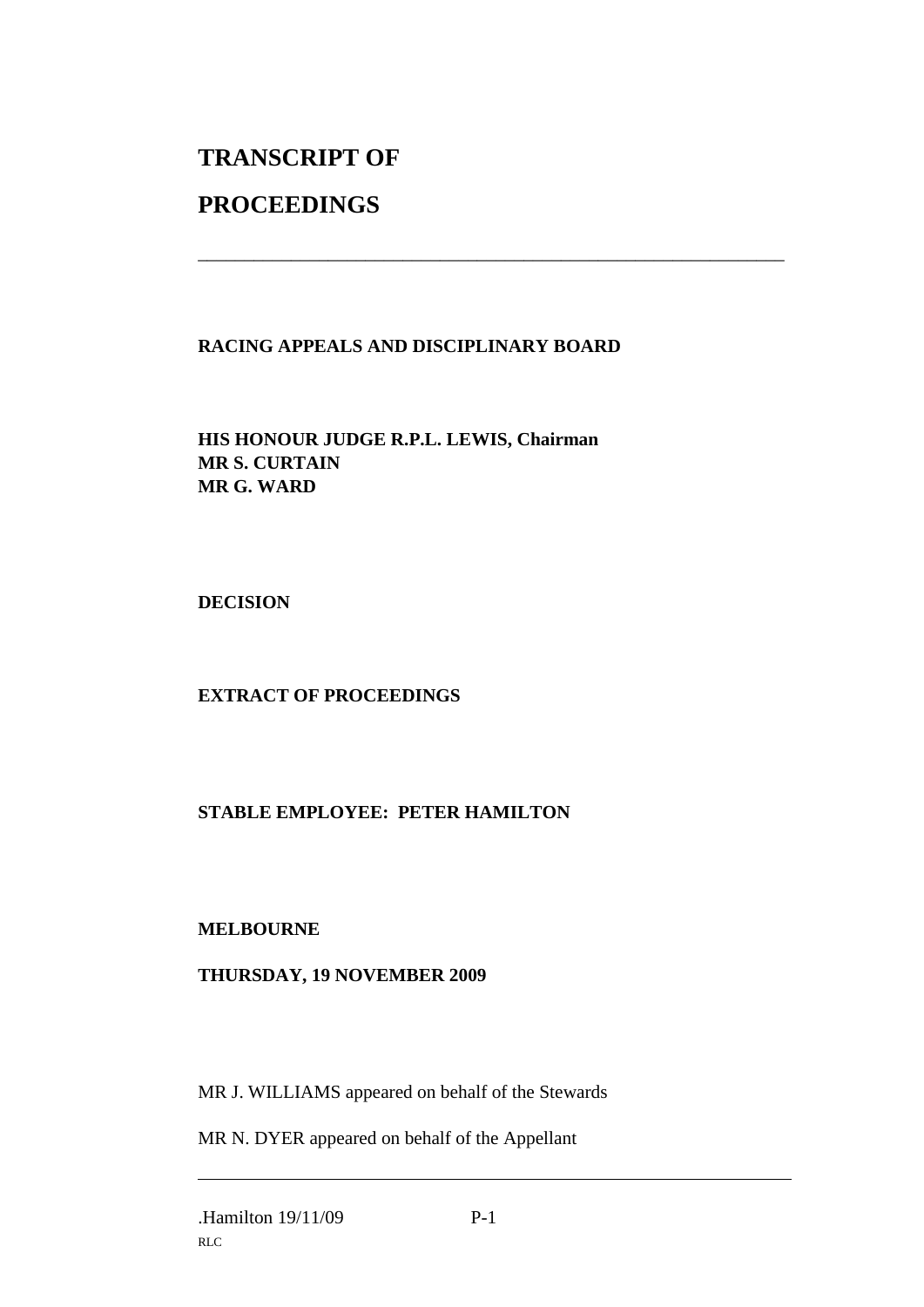# TRANSCRIPT OF

# PROCEEDINGS

---

**RACING APPEALS AND DISCIPLINARY BOARD**

**HIS HONOUR JUDGE R.P.L. LEWIS, Chairman**
**MR S. CURTAIN**
**MR G. WARD**

**DECISION**

**EXTRACT OF PROCEEDINGS**

**STABLE EMPLOYEE: PETER HAMILTON**

**MELBOURNE**

**THURSDAY, 19 NOVEMBER 2009**

MR J. WILLIAMS appeared on behalf of the Stewards

MR N. DYER appeared on behalf of the Appellant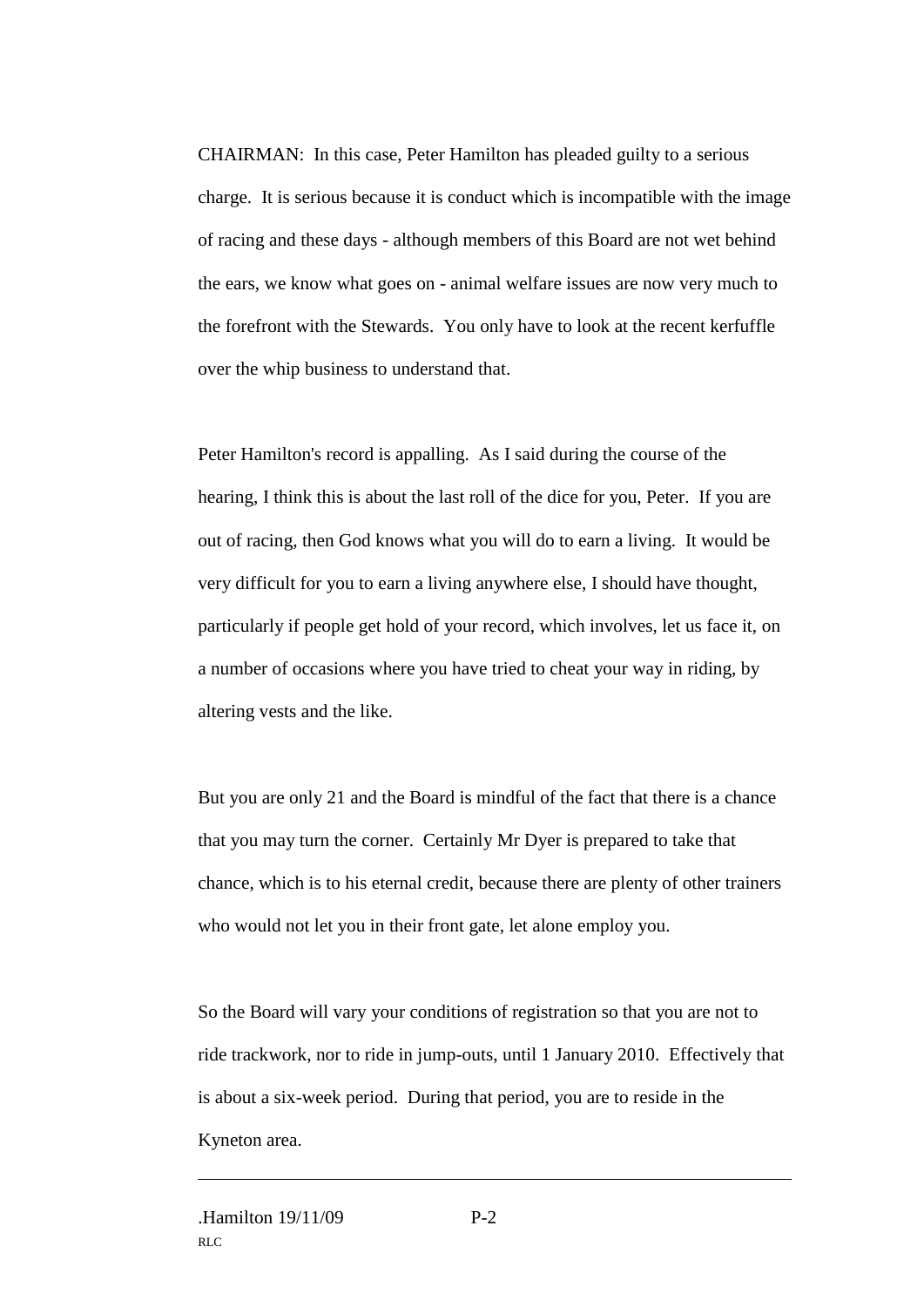CHAIRMAN: In this case, Peter Hamilton has pleaded guilty to a serious charge. It is serious because it is conduct which is incompatible with the image of racing and these days - although members of this Board are not wet behind the ears, we know what goes on - animal welfare issues are now very much to the forefront with the Stewards. You only have to look at the recent kerfuffle over the whip business to understand that.

Peter Hamilton's record is appalling. As I said during the course of the hearing, I think this is about the last roll of the dice for you, Peter. If you are out of racing, then God knows what you will do to earn a living. It would be very difficult for you to earn a living anywhere else, I should have thought, particularly if people get hold of your record, which involves, let us face it, on a number of occasions where you have tried to cheat your way in riding, by altering vests and the like.

But you are only 21 and the Board is mindful of the fact that there is a chance that you may turn the corner. Certainly Mr Dyer is prepared to take that chance, which is to his eternal credit, because there are plenty of other trainers who would not let you in their front gate, let alone employ you.

So the Board will vary your conditions of registration so that you are not to ride trackwork, nor to ride in jump-outs, until 1 January 2010. Effectively that is about a six-week period. During that period, you are to reside in the Kyneton area.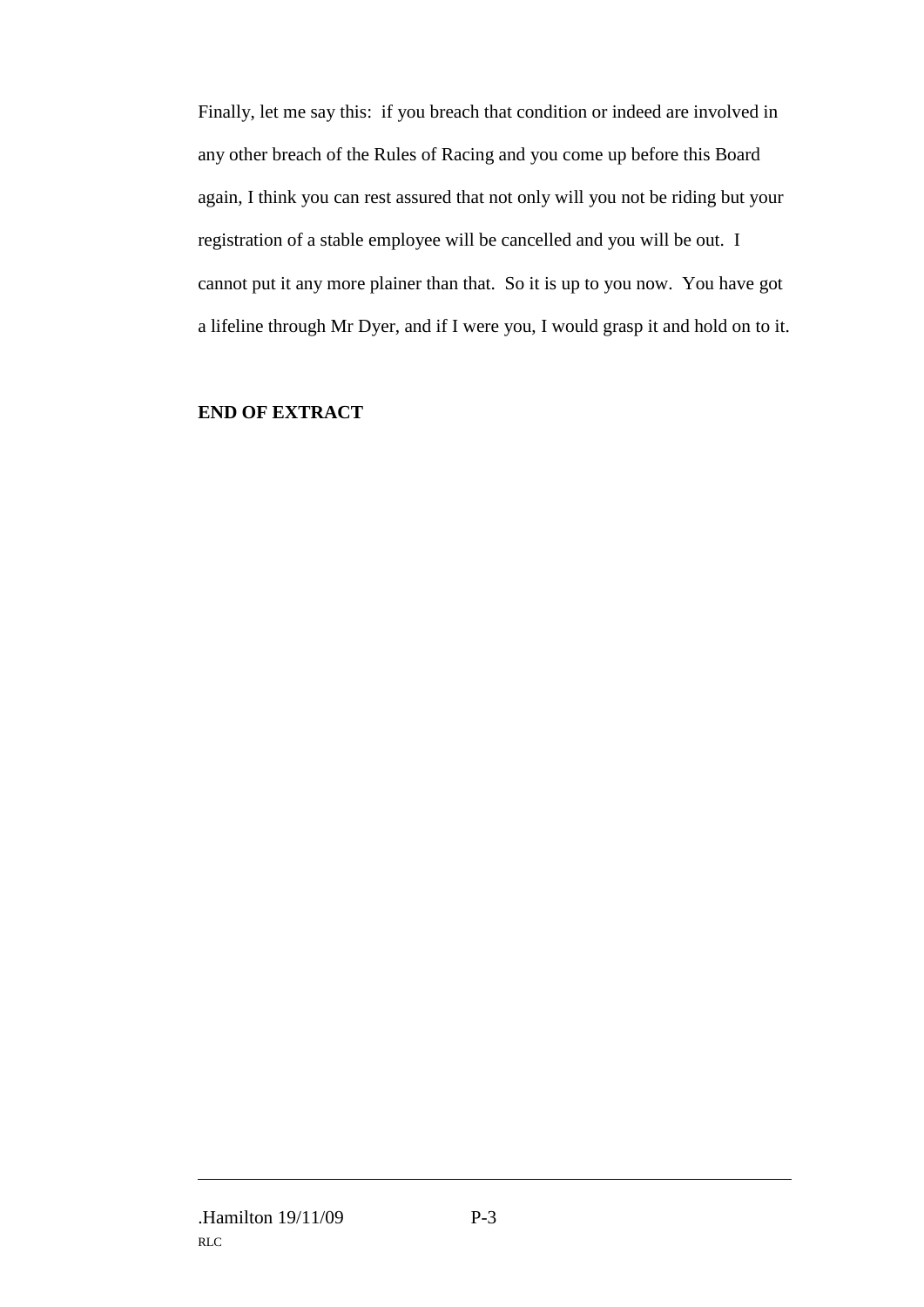Finally, let me say this: if you breach that condition or indeed are involved in any other breach of the Rules of Racing and you come up before this Board again, I think you can rest assured that not only will you not be riding but your registration of a stable employee will be cancelled and you will be out. I cannot put it any more plainer than that. So it is up to you now. You have got a lifeline through Mr Dyer, and if I were you, I would grasp it and hold on to it.

**END OF EXTRACT**